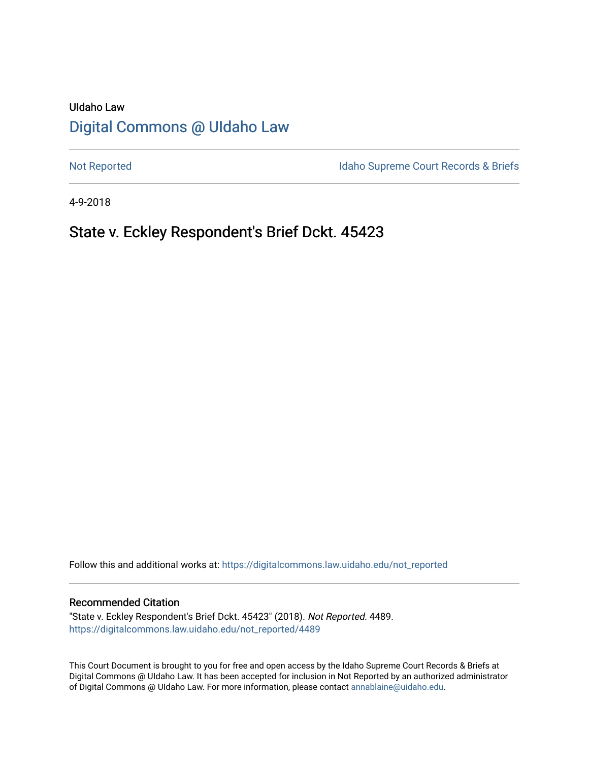UIdaho Law

# Digital Commons @ UIdaho Law

Not Reported

Idaho Supreme Court Records & Briefs

4-9-2018

## State v. Eckley Respondent's Brief Dckt. 45423

Follow this and additional works at: https://digitalcommons.law.uidaho.edu/not_reported

### Recommended Citation

"State v. Eckley Respondent's Brief Dckt. 45423" (2018). *Not Reported*. 4489.
https://digitalcommons.law.uidaho.edu/not_reported/4489

This Court Document is brought to you for free and open access by the Idaho Supreme Court Records & Briefs at Digital Commons @ UIdaho Law. It has been accepted for inclusion in Not Reported by an authorized administrator of Digital Commons @ UIdaho Law. For more information, please contact annablaine@uidaho.edu.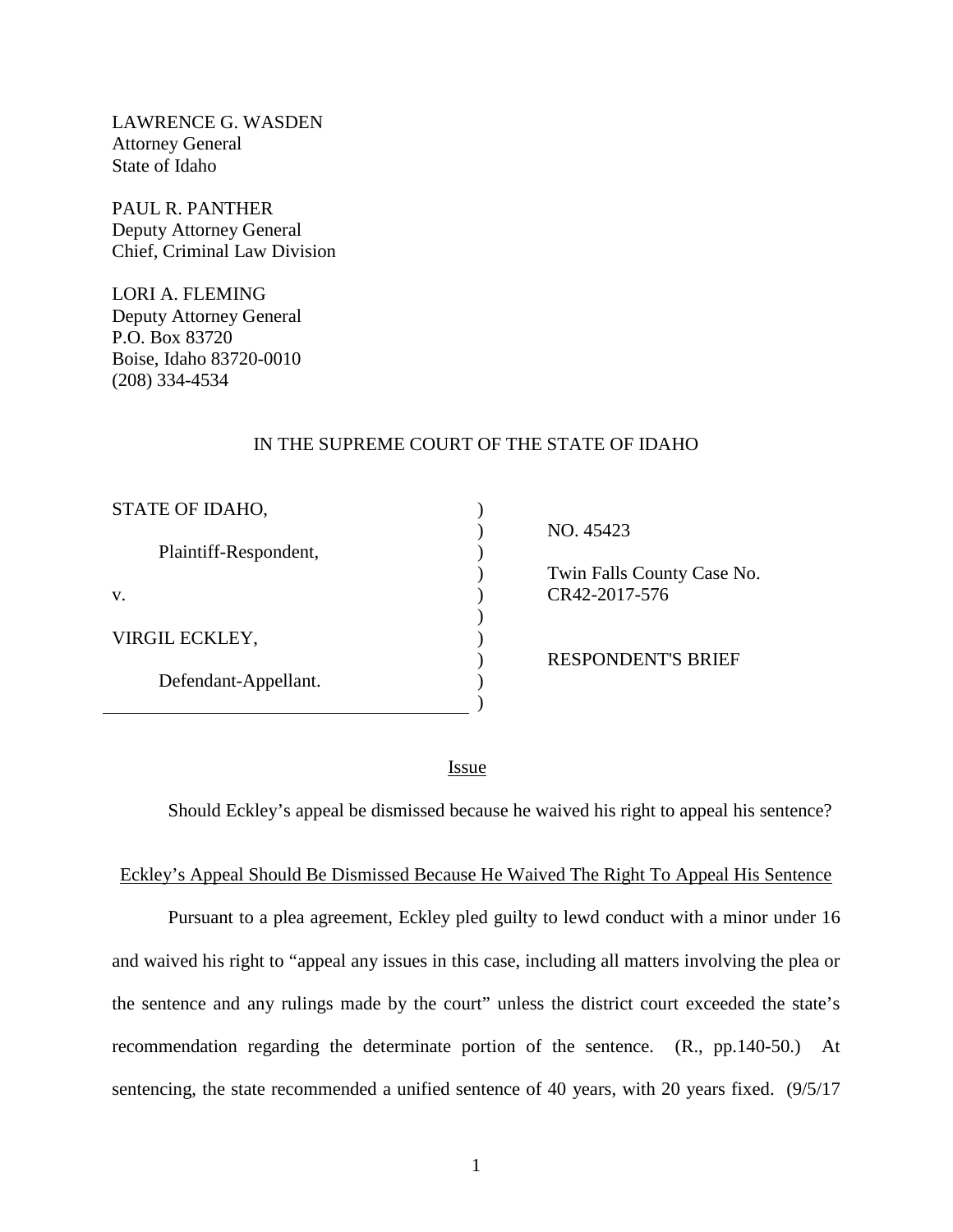LAWRENCE G. WASDEN
Attorney General
State of Idaho

PAUL R. PANTHER
Deputy Attorney General
Chief, Criminal Law Division

LORI A. FLEMING
Deputy Attorney General
P.O. Box 83720
Boise, Idaho 83720-0010
(208) 334-4534

IN THE SUPREME COURT OF THE STATE OF IDAHO

| | |
|---|---|
| STATE OF IDAHO, | NO. 45423 |
| Plaintiff-Respondent, | Twin Falls County Case No. CR42-2017-576 |
| v. | |
| VIRGIL ECKLEY, | RESPONDENT'S BRIEF |
| Defendant-Appellant. | |

## Issue

Should Eckley's appeal be dismissed because he waived his right to appeal his sentence?

## Eckley's Appeal Should Be Dismissed Because He Waived The Right To Appeal His Sentence

Pursuant to a plea agreement, Eckley pled guilty to lewd conduct with a minor under 16 and waived his right to "appeal any issues in this case, including all matters involving the plea or the sentence and any rulings made by the court" unless the district court exceeded the state's recommendation regarding the determinate portion of the sentence. (R., pp.140-50.) At sentencing, the state recommended a unified sentence of 40 years, with 20 years fixed. (9/5/17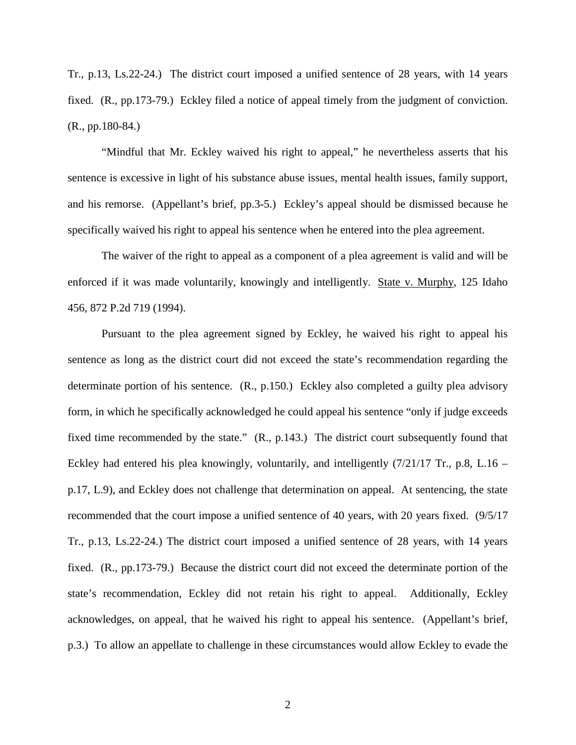Tr., p.13, Ls.22-24.) The district court imposed a unified sentence of 28 years, with 14 years fixed. (R., pp.173-79.) Eckley filed a notice of appeal timely from the judgment of conviction. (R., pp.180-84.)

"Mindful that Mr. Eckley waived his right to appeal," he nevertheless asserts that his sentence is excessive in light of his substance abuse issues, mental health issues, family support, and his remorse. (Appellant's brief, pp.3-5.) Eckley's appeal should be dismissed because he specifically waived his right to appeal his sentence when he entered into the plea agreement.

The waiver of the right to appeal as a component of a plea agreement is valid and will be enforced if it was made voluntarily, knowingly and intelligently. State v. Murphy, 125 Idaho 456, 872 P.2d 719 (1994).

Pursuant to the plea agreement signed by Eckley, he waived his right to appeal his sentence as long as the district court did not exceed the state's recommendation regarding the determinate portion of his sentence. (R., p.150.) Eckley also completed a guilty plea advisory form, in which he specifically acknowledged he could appeal his sentence "only if judge exceeds fixed time recommended by the state." (R., p.143.) The district court subsequently found that Eckley had entered his plea knowingly, voluntarily, and intelligently (7/21/17 Tr., p.8, L.16 – p.17, L.9), and Eckley does not challenge that determination on appeal. At sentencing, the state recommended that the court impose a unified sentence of 40 years, with 20 years fixed. (9/5/17 Tr., p.13, Ls.22-24.) The district court imposed a unified sentence of 28 years, with 14 years fixed. (R., pp.173-79.) Because the district court did not exceed the determinate portion of the state's recommendation, Eckley did not retain his right to appeal. Additionally, Eckley acknowledges, on appeal, that he waived his right to appeal his sentence. (Appellant's brief, p.3.) To allow an appellate to challenge in these circumstances would allow Eckley to evade the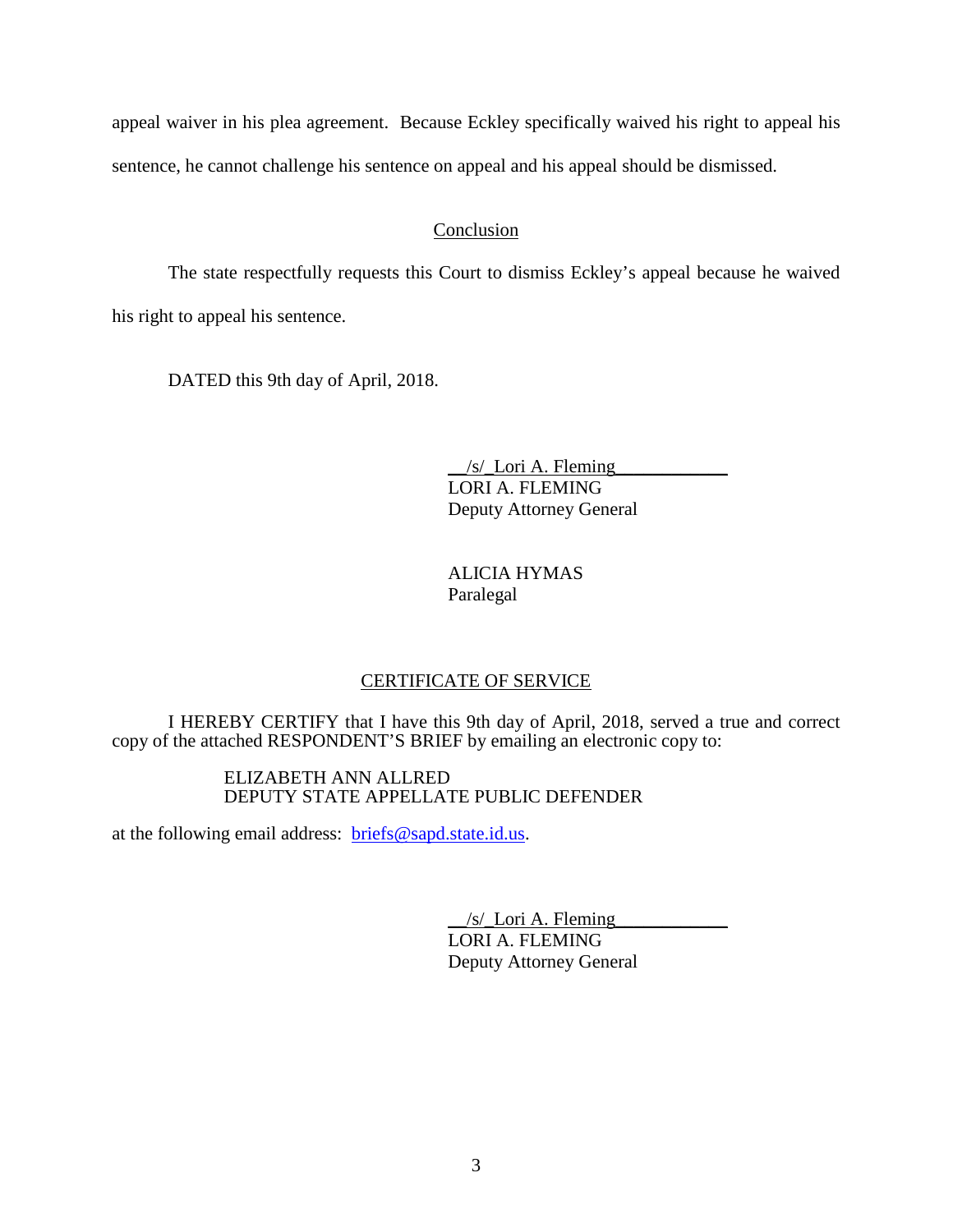appeal waiver in his plea agreement. Because Eckley specifically waived his right to appeal his sentence, he cannot challenge his sentence on appeal and his appeal should be dismissed.

## Conclusion

The state respectfully requests this Court to dismiss Eckley's appeal because he waived his right to appeal his sentence.

DATED this 9th day of April, 2018.

/s/ Lori A. Fleming
LORI A. FLEMING
Deputy Attorney General

ALICIA HYMAS
Paralegal

## CERTIFICATE OF SERVICE

I HEREBY CERTIFY that I have this 9th day of April, 2018, served a true and correct copy of the attached RESPONDENT'S BRIEF by emailing an electronic copy to:

ELIZABETH ANN ALLRED
DEPUTY STATE APPELLATE PUBLIC DEFENDER

at the following email address: briefs@sapd.state.id.us.

/s/ Lori A. Fleming
LORI A. FLEMING
Deputy Attorney General